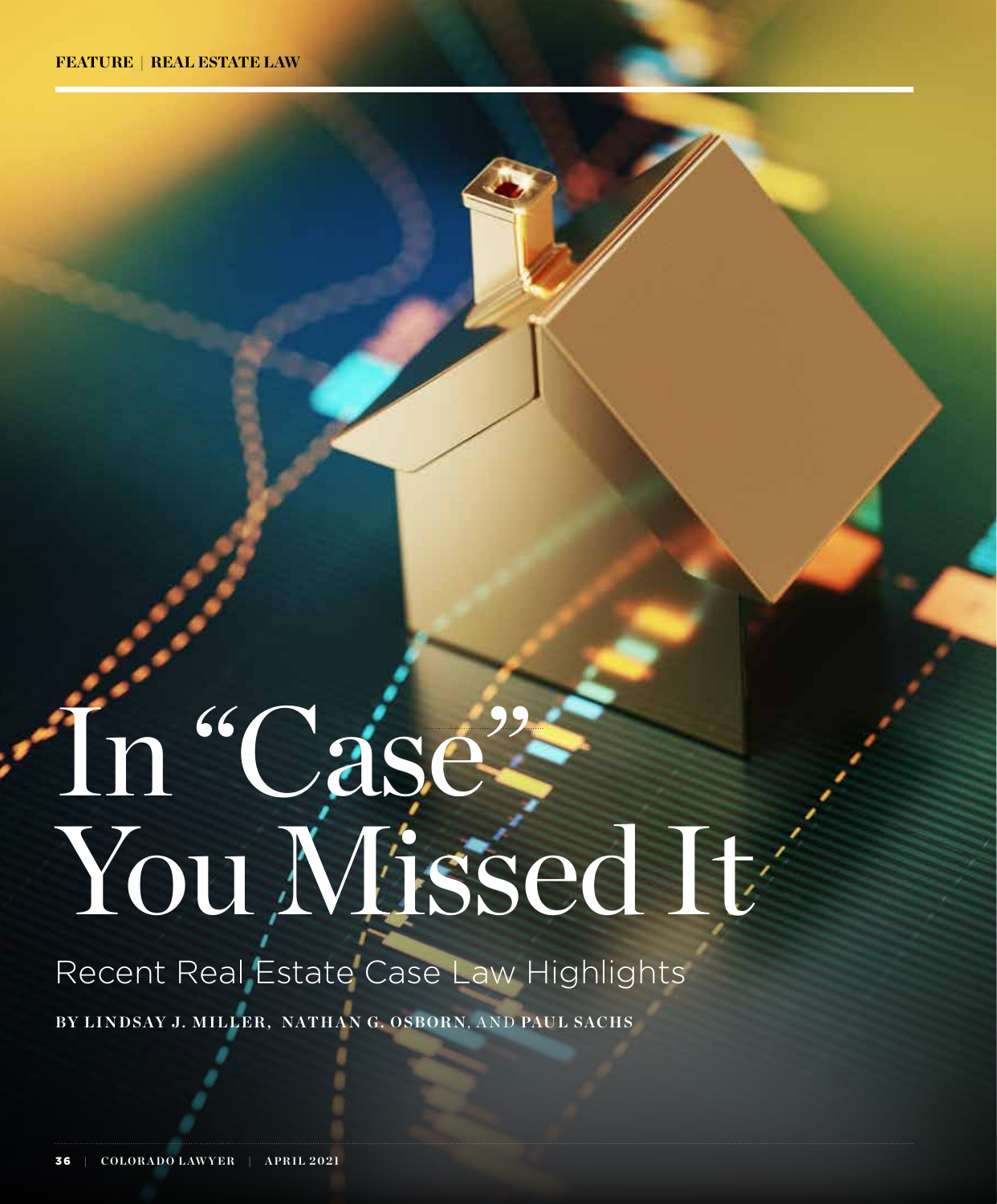FEATURE | REAL ESTATE LAW

# In "Case" You Missed It

## Recent Real Estate Case Law Highlights

BY LINDSAY J. MILLER, NATHAN G. OSBORN, AND PAUL SACHS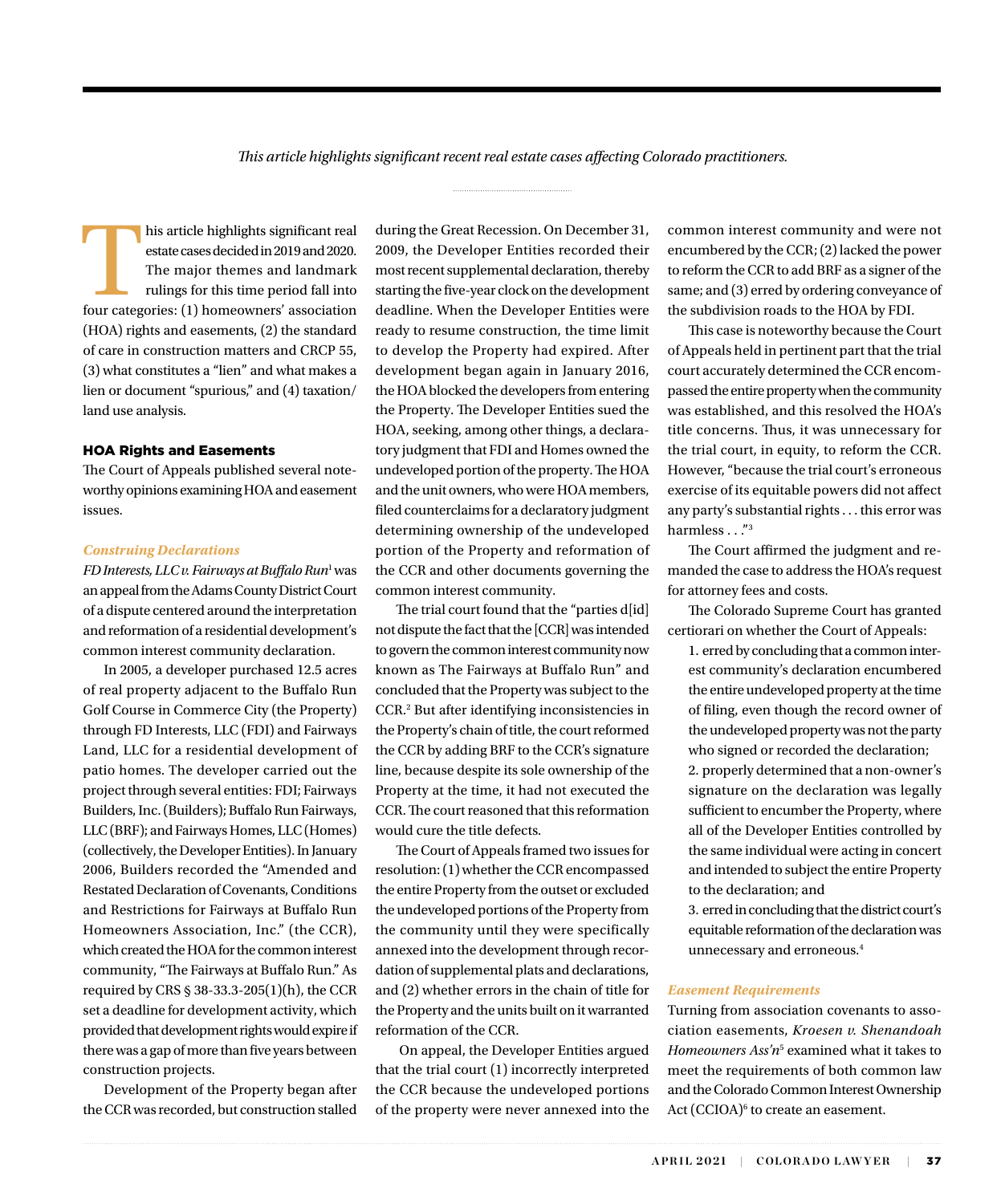*This article highlights significant recent real estate cases affecting Colorado practitioners.*

This article highlights significant real estate cases decided in 2019 and 2020. The major themes and landmark rulings for this time period fall into four categories: (1) homeowners' association (HOA) rights and easements, (2) the standard of care in construction matters and CRCP 55, (3) what constitutes a "lien" and what makes a lien or document "spurious," and (4) taxation/land use analysis.

## HOA Rights and Easements

The Court of Appeals published several noteworthy opinions examining HOA and easement issues.

### *Construing Declarations*

*FD Interests, LLC v. Fairways at Buffalo Run*[1] was an appeal from the Adams County District Court of a dispute centered around the interpretation and reformation of a residential development's common interest community declaration.

In 2005, a developer purchased 12.5 acres of real property adjacent to the Buffalo Run Golf Course in Commerce City (the Property) through FD Interests, LLC (FDI) and Fairways Land, LLC for a residential development of patio homes. The developer carried out the project through several entities: FDI; Fairways Builders, Inc. (Builders); Buffalo Run Fairways, LLC (BRF); and Fairways Homes, LLC (Homes) (collectively, the Developer Entities). In January 2006, Builders recorded the "Amended and Restated Declaration of Covenants, Conditions and Restrictions for Fairways at Buffalo Run Homeowners Association, Inc." (the CCR), which created the HOA for the common interest community, "The Fairways at Buffalo Run." As required by CRS § 38-33.3-205(1)(h), the CCR set a deadline for development activity, which provided that development rights would expire if there was a gap of more than five years between construction projects.

Development of the Property began after the CCR was recorded, but construction stalled during the Great Recession. On December 31, 2009, the Developer Entities recorded their most recent supplemental declaration, thereby starting the five-year clock on the development deadline. When the Developer Entities were ready to resume construction, the time limit to develop the Property had expired. After development began again in January 2016, the HOA blocked the developers from entering the Property. The Developer Entities sued the HOA, seeking, among other things, a declaratory judgment that FDI and Homes owned the undeveloped portion of the property. The HOA and the unit owners, who were HOA members, filed counterclaims for a declaratory judgment determining ownership of the undeveloped portion of the Property and reformation of the CCR and other documents governing the common interest community.

The trial court found that the "parties d[id] not dispute the fact that the [CCR] was intended to govern the common interest community now known as The Fairways at Buffalo Run" and concluded that the Property was subject to the CCR.[2] But after identifying inconsistencies in the Property's chain of title, the court reformed the CCR by adding BRF to the CCR's signature line, because despite its sole ownership of the Property at the time, it had not executed the CCR. The court reasoned that this reformation would cure the title defects.

The Court of Appeals framed two issues for resolution: (1) whether the CCR encompassed the entire Property from the outset or excluded the undeveloped portions of the Property from the community until they were specifically annexed into the development through recordation of supplemental plats and declarations, and (2) whether errors in the chain of title for the Property and the units built on it warranted reformation of the CCR.

On appeal, the Developer Entities argued that the trial court (1) incorrectly interpreted the CCR because the undeveloped portions of the property were never annexed into the common interest community and were not encumbered by the CCR; (2) lacked the power to reform the CCR to add BRF as a signer of the same; and (3) erred by ordering conveyance of the subdivision roads to the HOA by FDI.

This case is noteworthy because the Court of Appeals held in pertinent part that the trial court accurately determined the CCR encompassed the entire property when the community was established, and this resolved the HOA's title concerns. Thus, it was unnecessary for the trial court, in equity, to reform the CCR. However, "because the trial court's erroneous exercise of its equitable powers did not affect any party's substantial rights . . . this error was harmless . . ."[3]

The Court affirmed the judgment and remanded the case to address the HOA's request for attorney fees and costs.

The Colorado Supreme Court has granted certiorari on whether the Court of Appeals:

1. erred by concluding that a common interest community's declaration encumbered the entire undeveloped property at the time of filing, even though the record owner of the undeveloped property was not the party who signed or recorded the declaration;
2. properly determined that a non-owner's signature on the declaration was legally sufficient to encumber the Property, where all of the Developer Entities controlled by the same individual were acting in concert and intended to subject the entire Property to the declaration; and
3. erred in concluding that the district court's equitable reformation of the declaration was unnecessary and erroneous.[4]

### *Easement Requirements*

Turning from association covenants to association easements, *Kroesen v. Shenandoah Homeowners Ass'n*[5] examined what it takes to meet the requirements of both common law and the Colorado Common Interest Ownership Act (CCIOA)[6] to create an easement.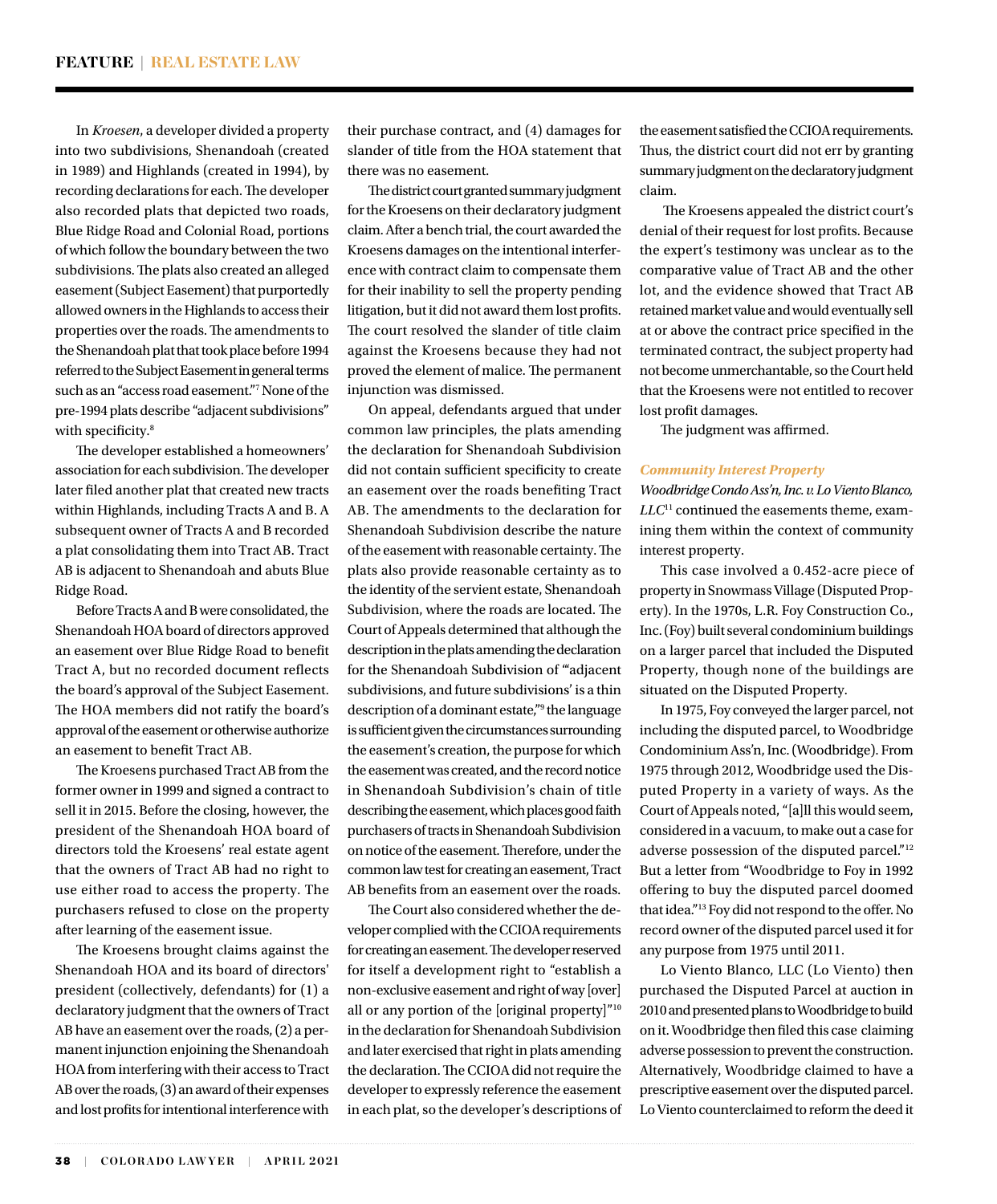In *Kroesen*, a developer divided a property into two subdivisions, Shenandoah (created in 1989) and Highlands (created in 1994), by recording declarations for each. The developer also recorded plats that depicted two roads, Blue Ridge Road and Colonial Road, portions of which follow the boundary between the two subdivisions. The plats also created an alleged easement (Subject Easement) that purportedly allowed owners in the Highlands to access their properties over the roads. The amendments to the Shenandoah plat that took place before 1994 referred to the Subject Easement in general terms such as an "access road easement."[7] None of the pre-1994 plats describe "adjacent subdivisions" with specificity.[8]

The developer established a homeowners' association for each subdivision. The developer later filed another plat that created new tracts within Highlands, including Tracts A and B. A subsequent owner of Tracts A and B recorded a plat consolidating them into Tract AB. Tract AB is adjacent to Shenandoah and abuts Blue Ridge Road.

Before Tracts A and B were consolidated, the Shenandoah HOA board of directors approved an easement over Blue Ridge Road to benefit Tract A, but no recorded document reflects the board's approval of the Subject Easement. The HOA members did not ratify the board's approval of the easement or otherwise authorize an easement to benefit Tract AB.

The Kroesens purchased Tract AB from the former owner in 1999 and signed a contract to sell it in 2015. Before the closing, however, the president of the Shenandoah HOA board of directors told the Kroesens' real estate agent that the owners of Tract AB had no right to use either road to access the property. The purchasers refused to close on the property after learning of the easement issue.

The Kroesens brought claims against the Shenandoah HOA and its board of directors' president (collectively, defendants) for (1) a declaratory judgment that the owners of Tract AB have an easement over the roads, (2) a permanent injunction enjoining the Shenandoah HOA from interfering with their access to Tract AB over the roads, (3) an award of their expenses and lost profits for intentional interference with their purchase contract, and (4) damages for slander of title from the HOA statement that there was no easement.

The district court granted summary judgment for the Kroesens on their declaratory judgment claim. After a bench trial, the court awarded the Kroesens damages on the intentional interference with contract claim to compensate them for their inability to sell the property pending litigation, but it did not award them lost profits. The court resolved the slander of title claim against the Kroesens because they had not proved the element of malice. The permanent injunction was dismissed.

On appeal, defendants argued that under common law principles, the plats amending the declaration for Shenandoah Subdivision did not contain sufficient specificity to create an easement over the roads benefiting Tract AB. The amendments to the declaration for Shenandoah Subdivision describe the nature of the easement with reasonable certainty. The plats also provide reasonable certainty as to the identity of the servient estate, Shenandoah Subdivision, where the roads are located. The Court of Appeals determined that although the description in the plats amending the declaration for the Shenandoah Subdivision of "'adjacent subdivisions, and future subdivisions' is a thin description of a dominant estate,"[9] the language is sufficient given the circumstances surrounding the easement's creation, the purpose for which the easement was created, and the record notice in Shenandoah Subdivision's chain of title describing the easement, which places good faith purchasers of tracts in Shenandoah Subdivision on notice of the easement. Therefore, under the common law test for creating an easement, Tract AB benefits from an easement over the roads.

The Court also considered whether the developer complied with the CCIOA requirements for creating an easement. The developer reserved for itself a development right to "establish a non-exclusive easement and right of way [over] all or any portion of the [original property]"[10] in the declaration for Shenandoah Subdivision and later exercised that right in plats amending the declaration. The CCIOA did not require the developer to expressly reference the easement in each plat, so the developer's descriptions of the easement satisfied the CCIOA requirements. Thus, the district court did not err by granting summary judgment on the declaratory judgment claim.

The Kroesens appealed the district court's denial of their request for lost profits. Because the expert's testimony was unclear as to the comparative value of Tract AB and the other lot, and the evidence showed that Tract AB retained market value and would eventually sell at or above the contract price specified in the terminated contract, the subject property had not become unmerchantable, so the Court held that the Kroesens were not entitled to recover lost profit damages.

The judgment was affirmed.

### Community Interest Property

*Woodbridge Condo Ass'n, Inc. v. Lo Viento Blanco, LLC*[11] continued the easements theme, examining them within the context of community interest property.

This case involved a 0.452-acre piece of property in Snowmass Village (Disputed Property). In the 1970s, L.R. Foy Construction Co., Inc. (Foy) built several condominium buildings on a larger parcel that included the Disputed Property, though none of the buildings are situated on the Disputed Property.

In 1975, Foy conveyed the larger parcel, not including the disputed parcel, to Woodbridge Condominium Ass'n, Inc. (Woodbridge). From 1975 through 2012, Woodbridge used the Disputed Property in a variety of ways. As the Court of Appeals noted, "[a]ll this would seem, considered in a vacuum, to make out a case for adverse possession of the disputed parcel."[12] But a letter from "Woodbridge to Foy in 1992 offering to buy the disputed parcel doomed that idea."[13] Foy did not respond to the offer. No record owner of the disputed parcel used it for any purpose from 1975 until 2011.

Lo Viento Blanco, LLC (Lo Viento) then purchased the Disputed Parcel at auction in 2010 and presented plans to Woodbridge to build on it. Woodbridge then filed this case claiming adverse possession to prevent the construction. Alternatively, Woodbridge claimed to have a prescriptive easement over the disputed parcel. Lo Viento counterclaimed to reform the deed it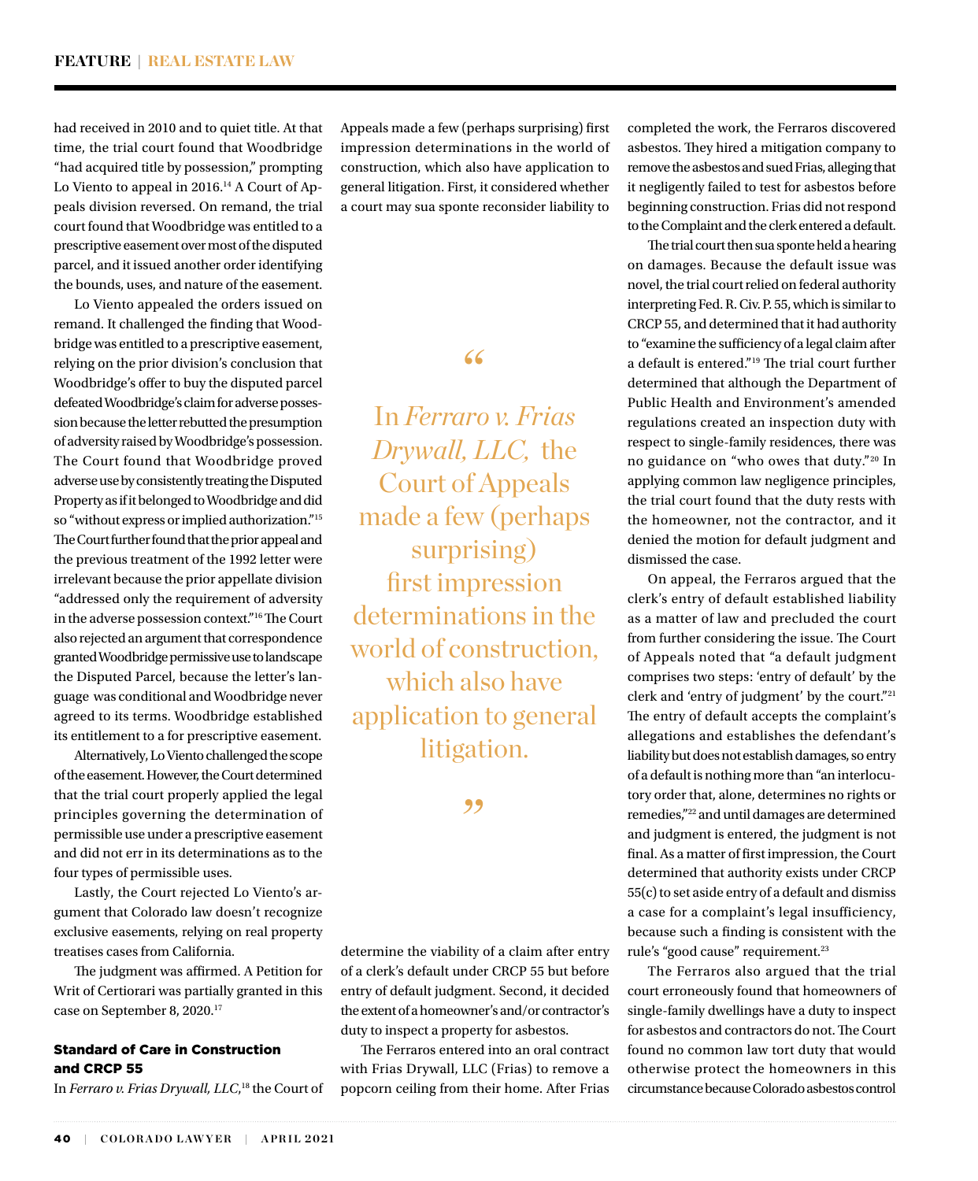had received in 2010 and to quiet title. At that time, the trial court found that Woodbridge "had acquired title by possession," prompting Lo Viento to appeal in 2016.[14] A Court of Appeals division reversed. On remand, the trial court found that Woodbridge was entitled to a prescriptive easement over most of the disputed parcel, and it issued another order identifying the bounds, uses, and nature of the easement.

Lo Viento appealed the orders issued on remand. It challenged the finding that Woodbridge was entitled to a prescriptive easement, relying on the prior division's conclusion that Woodbridge's offer to buy the disputed parcel defeated Woodbridge's claim for adverse possession because the letter rebutted the presumption of adversity raised by Woodbridge's possession. The Court found that Woodbridge proved adverse use by consistently treating the Disputed Property as if it belonged to Woodbridge and did so "without express or implied authorization."[15] The Court further found that the prior appeal and the previous treatment of the 1992 letter were irrelevant because the prior appellate division "addressed only the requirement of adversity in the adverse possession context."[16] The Court also rejected an argument that correspondence granted Woodbridge permissive use to landscape the Disputed Parcel, because the letter's language was conditional and Woodbridge never agreed to its terms. Woodbridge established its entitlement to a for prescriptive easement.

Alternatively, Lo Viento challenged the scope of the easement. However, the Court determined that the trial court properly applied the legal principles governing the determination of permissible use under a prescriptive easement and did not err in its determinations as to the four types of permissible uses.

Lastly, the Court rejected Lo Viento's argument that Colorado law doesn't recognize exclusive easements, relying on real property treatises cases from California.

The judgment was affirmed. A Petition for Writ of Certiorari was partially granted in this case on September 8, 2020.[17]

### Standard of Care in Construction and CRCP 55

In *Ferraro v. Frias Drywall, LLC*,[18] the Court of Appeals made a few (perhaps surprising) first impression determinations in the world of construction, which also have application to general litigation. First, it considered whether a court may sua sponte reconsider liability to determine the viability of a claim after entry of a clerk's default under CRCP 55 but before entry of default judgment. Second, it decided the extent of a homeowner's and/or contractor's duty to inspect a property for asbestos.

> "In *Ferraro v. Frias Drywall, LLC,* the Court of Appeals made a few (perhaps surprising) first impression determinations in the world of construction, which also have application to general litigation."

The Ferraros entered into an oral contract with Frias Drywall, LLC (Frias) to remove a popcorn ceiling from their home. After Frias completed the work, the Ferraros discovered asbestos. They hired a mitigation company to remove the asbestos and sued Frias, alleging that it negligently failed to test for asbestos before beginning construction. Frias did not respond to the Complaint and the clerk entered a default.

The trial court then sua sponte held a hearing on damages. Because the default issue was novel, the trial court relied on federal authority interpreting Fed. R. Civ. P. 55, which is similar to CRCP 55, and determined that it had authority to "examine the sufficiency of a legal claim after a default is entered."[19] The trial court further determined that although the Department of Public Health and Environment's amended regulations created an inspection duty with respect to single-family residences, there was no guidance on "who owes that duty."[20] In applying common law negligence principles, the trial court found that the duty rests with the homeowner, not the contractor, and it denied the motion for default judgment and dismissed the case.

On appeal, the Ferraros argued that the clerk's entry of default established liability as a matter of law and precluded the court from further considering the issue. The Court of Appeals noted that "a default judgment comprises two steps: 'entry of default' by the clerk and 'entry of judgment' by the court."[21] The entry of default accepts the complaint's allegations and establishes the defendant's liability but does not establish damages, so entry of a default is nothing more than "an interlocutory order that, alone, determines no rights or remedies,"[22] and until damages are determined and judgment is entered, the judgment is not final. As a matter of first impression, the Court determined that authority exists under CRCP 55(c) to set aside entry of a default and dismiss a case for a complaint's legal insufficiency, because such a finding is consistent with the rule's "good cause" requirement.[23]

The Ferraros also argued that the trial court erroneously found that homeowners of single-family dwellings have a duty to inspect for asbestos and contractors do not. The Court found no common law tort duty that would otherwise protect the homeowners in this circumstance because Colorado asbestos control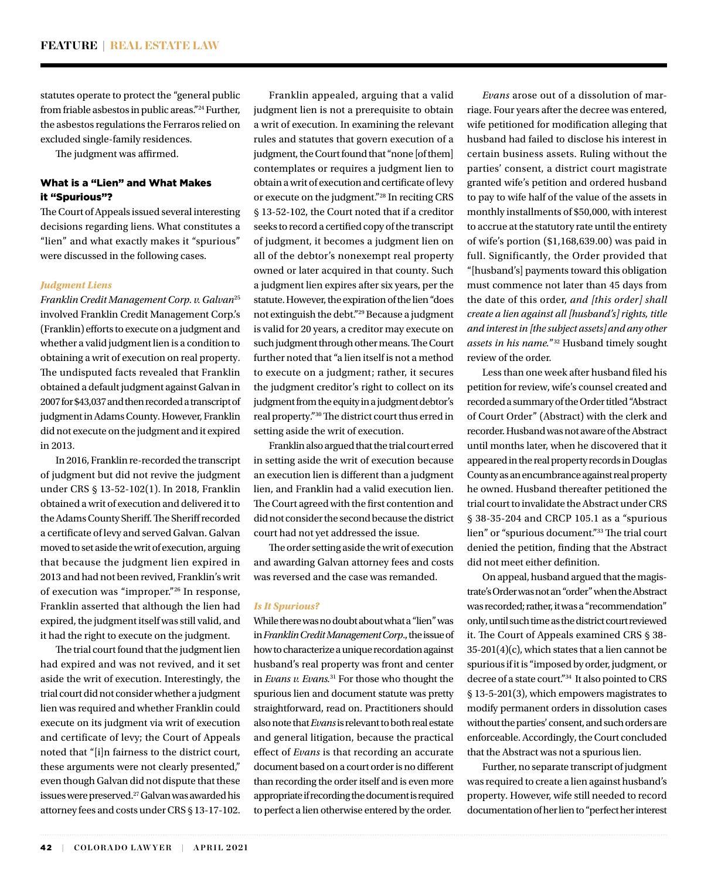statutes operate to protect the "general public from friable asbestos in public areas."[24] Further, the asbestos regulations the Ferraros relied on excluded single-family residences.

The judgment was affirmed.

## What is a "Lien" and What Makes it "Spurious"?

The Court of Appeals issued several interesting decisions regarding liens. What constitutes a "lien" and what exactly makes it "spurious" were discussed in the following cases.

### *Judgment Liens*

*Franklin Credit Management Corp. v. Galvan*[25] involved Franklin Credit Management Corp.'s (Franklin) efforts to execute on a judgment and whether a valid judgment lien is a condition to obtaining a writ of execution on real property. The undisputed facts revealed that Franklin obtained a default judgment against Galvan in 2007 for $43,037 and then recorded a transcript of judgment in Adams County. However, Franklin did not execute on the judgment and it expired in 2013.

In 2016, Franklin re-recorded the transcript of judgment but did not revive the judgment under CRS § 13-52-102(1). In 2018, Franklin obtained a writ of execution and delivered it to the Adams County Sheriff. The Sheriff recorded a certificate of levy and served Galvan. Galvan moved to set aside the writ of execution, arguing that because the judgment lien expired in 2013 and had not been revived, Franklin's writ of execution was "improper."[26] In response, Franklin asserted that although the lien had expired, the judgment itself was still valid, and it had the right to execute on the judgment.

The trial court found that the judgment lien had expired and was not revived, and it set aside the writ of execution. Interestingly, the trial court did not consider whether a judgment lien was required and whether Franklin could execute on its judgment via writ of execution and certificate of levy; the Court of Appeals noted that "[i]n fairness to the district court, these arguments were not clearly presented," even though Galvan did not dispute that these issues were preserved.[27] Galvan was awarded his attorney fees and costs under CRS § 13-17-102.

Franklin appealed, arguing that a valid judgment lien is not a prerequisite to obtain a writ of execution. In examining the relevant rules and statutes that govern execution of a judgment, the Court found that "none [of them] contemplates or requires a judgment lien to obtain a writ of execution and certificate of levy or execute on the judgment."[28] In reciting CRS § 13-52-102, the Court noted that if a creditor seeks to record a certified copy of the transcript of judgment, it becomes a judgment lien on all of the debtor's nonexempt real property owned or later acquired in that county. Such a judgment lien expires after six years, per the statute. However, the expiration of the lien "does not extinguish the debt."[29] Because a judgment is valid for 20 years, a creditor may execute on such judgment through other means. The Court further noted that "a lien itself is not a method to execute on a judgment; rather, it secures the judgment creditor's right to collect on its judgment from the equity in a judgment debtor's real property."[30] The district court thus erred in setting aside the writ of execution.

Franklin also argued that the trial court erred in setting aside the writ of execution because an execution lien is different than a judgment lien, and Franklin had a valid execution lien. The Court agreed with the first contention and did not consider the second because the district court had not yet addressed the issue.

The order setting aside the writ of execution and awarding Galvan attorney fees and costs was reversed and the case was remanded.

### *Is It Spurious?*

While there was no doubt about what a "lien" was in *Franklin Credit Management Corp.*, the issue of how to characterize a unique recordation against husband's real property was front and center in *Evans v. Evans.*[31] For those who thought the spurious lien and document statute was pretty straightforward, read on. Practitioners should also note that *Evans* is relevant to both real estate and general litigation, because the practical effect of *Evans* is that recording an accurate document based on a court order is no different than recording the order itself and is even more appropriate if recording the document is required to perfect a lien otherwise entered by the order.

*Evans* arose out of a dissolution of marriage. Four years after the decree was entered, wife petitioned for modification alleging that husband had failed to disclose his interest in certain business assets. Ruling without the parties' consent, a district court magistrate granted wife's petition and ordered husband to pay to wife half of the value of the assets in monthly installments of $50,000, with interest to accrue at the statutory rate until the entirety of wife's portion ($1,168,639.00) was paid in full. Significantly, the Order provided that "[husband's] payments toward this obligation must commence not later than 45 days from the date of this order, *and [this order] shall create a lien against all [husband's] rights, title and interest in [the subject assets] and any other assets in his name.*"[32] Husband timely sought review of the order.

Less than one week after husband filed his petition for review, wife's counsel created and recorded a summary of the Order titled "Abstract of Court Order" (Abstract) with the clerk and recorder. Husband was not aware of the Abstract until months later, when he discovered that it appeared in the real property records in Douglas County as an encumbrance against real property he owned. Husband thereafter petitioned the trial court to invalidate the Abstract under CRS § 38-35-204 and CRCP 105.1 as a "spurious lien" or "spurious document."[33] The trial court denied the petition, finding that the Abstract did not meet either definition.

On appeal, husband argued that the magistrate's Order was not an "order" when the Abstract was recorded; rather, it was a "recommendation" only, until such time as the district court reviewed it. The Court of Appeals examined CRS § 38-35-201(4)(c), which states that a lien cannot be spurious if it is "imposed by order, judgment, or decree of a state court."[34] It also pointed to CRS § 13-5-201(3), which empowers magistrates to modify permanent orders in dissolution cases without the parties' consent, and such orders are enforceable. Accordingly, the Court concluded that the Abstract was not a spurious lien.

Further, no separate transcript of judgment was required to create a lien against husband's property. However, wife still needed to record documentation of her lien to "perfect her interest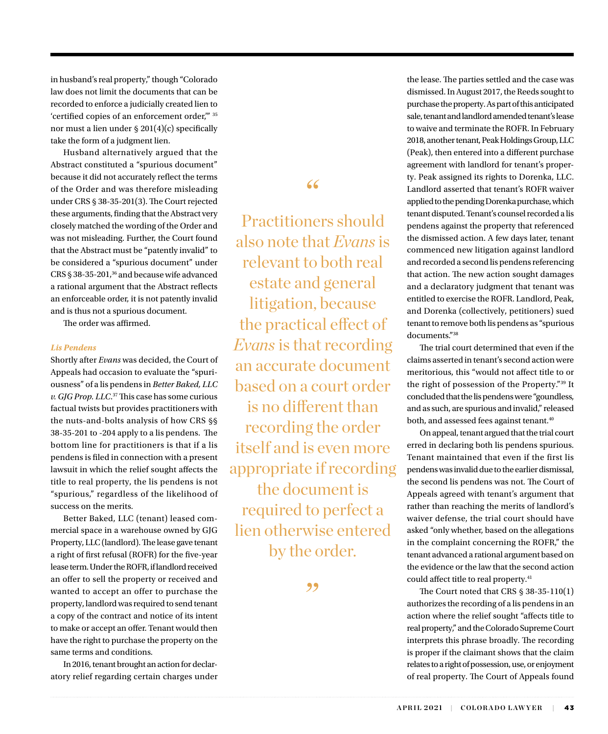in husband's real property," though "Colorado law does not limit the documents that can be recorded to enforce a judicially created lien to 'certified copies of an enforcement order,'"[35] nor must a lien under § 201(4)(c) specifically take the form of a judgment lien.

Husband alternatively argued that the Abstract constituted a "spurious document" because it did not accurately reflect the terms of the Order and was therefore misleading under CRS § 38-35-201(3). The Court rejected these arguments, finding that the Abstract very closely matched the wording of the Order and was not misleading. Further, the Court found that the Abstract must be "patently invalid" to be considered a "spurious document" under CRS § 38-35-201,[36] and because wife advanced a rational argument that the Abstract reflects an enforceable order, it is not patently invalid and is thus not a spurious document.

The order was affirmed.

### *Lis Pendens*

Shortly after *Evans* was decided, the Court of Appeals had occasion to evaluate the "spuriousness" of a lis pendens in *Better Baked, LLC v. GJG Prop. LLC*.[37] This case has some curious factual twists but provides practitioners with the nuts-and-bolts analysis of how CRS §§ 38-35-201 to -204 apply to a lis pendens. The bottom line for practitioners is that if a lis pendens is filed in connection with a present lawsuit in which the relief sought affects the title to real property, the lis pendens is not "spurious," regardless of the likelihood of success on the merits.

Better Baked, LLC (tenant) leased commercial space in a warehouse owned by GJG Property, LLC (landlord). The lease gave tenant a right of first refusal (ROFR) for the five-year lease term. Under the ROFR, if landlord received an offer to sell the property or received and wanted to accept an offer to purchase the property, landlord was required to send tenant a copy of the contract and notice of its intent to make or accept an offer. Tenant would then have the right to purchase the property on the same terms and conditions.

In 2016, tenant brought an action for declaratory relief regarding certain charges under the lease. The parties settled and the case was dismissed. In August 2017, the Reeds sought to purchase the property. As part of this anticipated sale, tenant and landlord amended tenant's lease to waive and terminate the ROFR. In February 2018, another tenant, Peak Holdings Group, LLC (Peak), then entered into a different purchase agreement with landlord for tenant's property. Peak assigned its rights to Dorenka, LLC. Landlord asserted that tenant's ROFR waiver applied to the pending Dorenka purchase, which tenant disputed. Tenant's counsel recorded a lis pendens against the property that referenced the dismissed action. A few days later, tenant commenced new litigation against landlord and recorded a second lis pendens referencing that action. The new action sought damages and a declaratory judgment that tenant was entitled to exercise the ROFR. Landlord, Peak, and Dorenka (collectively, petitioners) sued tenant to remove both lis pendens as "spurious documents."[38]

The trial court determined that even if the claims asserted in tenant's second action were meritorious, this "would not affect title to or the right of possession of the Property."[39] It concluded that the lis pendens were "goundless, and as such, are spurious and invalid," released both, and assessed fees against tenant.[40]

On appeal, tenant argued that the trial court erred in declaring both lis pendens spurious. Tenant maintained that even if the first lis pendens was invalid due to the earlier dismissal, the second lis pendens was not. The Court of Appeals agreed with tenant's argument that rather than reaching the merits of landlord's waiver defense, the trial court should have asked "only whether, based on the allegations in the complaint concerning the ROFR," the tenant advanced a rational argument based on the evidence or the law that the second action could affect title to real property.[41]

The Court noted that CRS § 38-35-110(1) authorizes the recording of a lis pendens in an action where the relief sought "affects title to real property," and the Colorado Supreme Court interprets this phrase broadly. The recording is proper if the claimant shows that the claim relates to a right of possession, use, or enjoyment of real property. The Court of Appeals found

> "Practitioners should also note that *Evans* is relevant to both real estate and general litigation, because the practical effect of *Evans* is that recording an accurate document based on a court order is no different than recording the order itself and is even more appropriate if recording the document is required to perfect a lien otherwise entered by the order."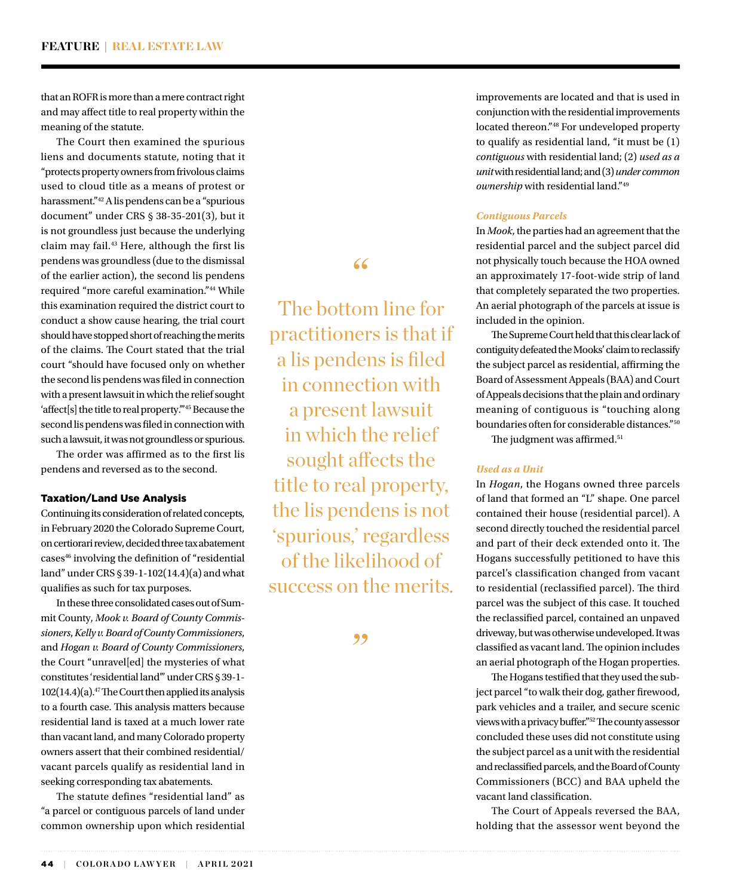that an ROFR is more than a mere contract right and may affect title to real property within the meaning of the statute.

The Court then examined the spurious liens and documents statute, noting that it "protects property owners from frivolous claims used to cloud title as a means of protest or harassment."[42] A lis pendens can be a "spurious document" under CRS § 38-35-201(3), but it is not groundless just because the underlying claim may fail.[43] Here, although the first lis pendens was groundless (due to the dismissal of the earlier action), the second lis pendens required "more careful examination."[44] While this examination required the district court to conduct a show cause hearing, the trial court should have stopped short of reaching the merits of the claims. The Court stated that the trial court "should have focused only on whether the second lis pendens was filed in connection with a present lawsuit in which the relief sought 'affect[s] the title to real property.'"[45] Because the second lis pendens was filed in connection with such a lawsuit, it was not groundless or spurious.

The order was affirmed as to the first lis pendens and reversed as to the second.

> "The bottom line for practitioners is that if a lis pendens is filed in connection with a present lawsuit in which the relief sought affects the title to real property, the lis pendens is not 'spurious,' regardless of the likelihood of success on the merits."

### Taxation/Land Use Analysis

Continuing its consideration of related concepts, in February 2020 the Colorado Supreme Court, on certiorari review, decided three tax abatement cases[46] involving the definition of "residential land" under CRS § 39-1-102(14.4)(a) and what qualifies as such for tax purposes.

In these three consolidated cases out of Summit County, *Mook v. Board of County Commissioners*, *Kelly v. Board of County Commissioners*, and *Hogan v. Board of County Commissioners*, the Court "unravel[ed] the mysteries of what constitutes 'residential land'" under CRS § 39-1-102(14.4)(a).[47] The Court then applied its analysis to a fourth case. This analysis matters because residential land is taxed at a much lower rate than vacant land, and many Colorado property owners assert that their combined residential/vacant parcels qualify as residential land in seeking corresponding tax abatements.

The statute defines "residential land" as "a parcel or contiguous parcels of land under common ownership upon which residential improvements are located and that is used in conjunction with the residential improvements located thereon."[48] For undeveloped property to qualify as residential land, "it must be (1) *contiguous* with residential land; (2) *used as a unit* with residential land; and (3) *under common ownership* with residential land."[49]

#### *Contiguous Parcels*

In *Mook*, the parties had an agreement that the residential parcel and the subject parcel did not physically touch because the HOA owned an approximately 17-foot-wide strip of land that completely separated the two properties. An aerial photograph of the parcels at issue is included in the opinion.

The Supreme Court held that this clear lack of contiguity defeated the Mooks' claim to reclassify the subject parcel as residential, affirming the Board of Assessment Appeals (BAA) and Court of Appeals decisions that the plain and ordinary meaning of contiguous is "touching along boundaries often for considerable distances."[50]

The judgment was affirmed.[51]

#### *Used as a Unit*

In *Hogan*, the Hogans owned three parcels of land that formed an "L" shape. One parcel contained their house (residential parcel). A second directly touched the residential parcel and part of their deck extended onto it. The Hogans successfully petitioned to have this parcel's classification changed from vacant to residential (reclassified parcel). The third parcel was the subject of this case. It touched the reclassified parcel, contained an unpaved driveway, but was otherwise undeveloped. It was classified as vacant land. The opinion includes an aerial photograph of the Hogan properties.

The Hogans testified that they used the subject parcel "to walk their dog, gather firewood, park vehicles and a trailer, and secure scenic views with a privacy buffer."[52] The county assessor concluded these uses did not constitute using the subject parcel as a unit with the residential and reclassified parcels, and the Board of County Commissioners (BCC) and BAA upheld the vacant land classification.

The Court of Appeals reversed the BAA, holding that the assessor went beyond the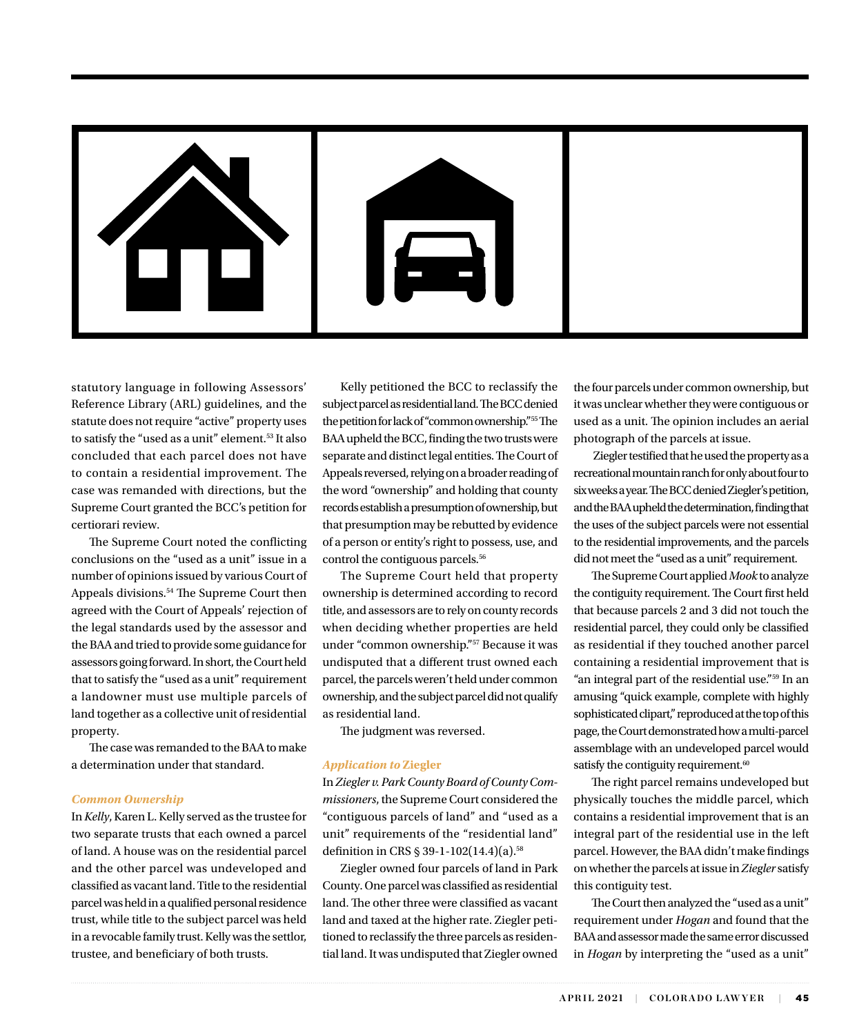statutory language in following Assessors' Reference Library (ARL) guidelines, and the statute does not require "active" property uses to satisfy the "used as a unit" element.[53] It also concluded that each parcel does not have to contain a residential improvement. The case was remanded with directions, but the Supreme Court granted the BCC's petition for certiorari review.

The Supreme Court noted the conflicting conclusions on the "used as a unit" issue in a number of opinions issued by various Court of Appeals divisions.[54] The Supreme Court then agreed with the Court of Appeals' rejection of the legal standards used by the assessor and the BAA and tried to provide some guidance for assessors going forward. In short, the Court held that to satisfy the "used as a unit" requirement a landowner must use multiple parcels of land together as a collective unit of residential property.

The case was remanded to the BAA to make a determination under that standard.

### *Common Ownership*

In *Kelly*, Karen L. Kelly served as the trustee for two separate trusts that each owned a parcel of land. A house was on the residential parcel and the other parcel was undeveloped and classified as vacant land. Title to the residential parcel was held in a qualified personal residence trust, while title to the subject parcel was held in a revocable family trust. Kelly was the settlor, trustee, and beneficiary of both trusts.

Kelly petitioned the BCC to reclassify the subject parcel as residential land. The BCC denied the petition for lack of "common ownership."[55] The BAA upheld the BCC, finding the two trusts were separate and distinct legal entities. The Court of Appeals reversed, relying on a broader reading of the word "ownership" and holding that county records establish a presumption of ownership, but that presumption may be rebutted by evidence of a person or entity's right to possess, use, and control the contiguous parcels.[56]

The Supreme Court held that property ownership is determined according to record title, and assessors are to rely on county records when deciding whether properties are held under "common ownership."[57] Because it was undisputed that a different trust owned each parcel, the parcels weren't held under common ownership, and the subject parcel did not qualify as residential land.

The judgment was reversed.

### *Application to* Ziegler

In *Ziegler v. Park County Board of County Commissioners*, the Supreme Court considered the "contiguous parcels of land" and "used as a unit" requirements of the "residential land" definition in CRS § 39-1-102(14.4)(a).[58]

Ziegler owned four parcels of land in Park County. One parcel was classified as residential land. The other three were classified as vacant land and taxed at the higher rate. Ziegler petitioned to reclassify the three parcels as residential land. It was undisputed that Ziegler owned the four parcels under common ownership, but it was unclear whether they were contiguous or used as a unit. The opinion includes an aerial photograph of the parcels at issue.

Ziegler testified that he used the property as a recreational mountain ranch for only about four to six weeks a year. The BCC denied Ziegler's petition, and the BAA upheld the determination, finding that the uses of the subject parcels were not essential to the residential improvements, and the parcels did not meet the "used as a unit" requirement.

The Supreme Court applied *Mook* to analyze the contiguity requirement. The Court first held that because parcels 2 and 3 did not touch the residential parcel, they could only be classified as residential if they touched another parcel containing a residential improvement that is "an integral part of the residential use."[59] In an amusing "quick example, complete with highly sophisticated clipart," reproduced at the top of this page, the Court demonstrated how a multi-parcel assemblage with an undeveloped parcel would satisfy the contiguity requirement.[60]

The right parcel remains undeveloped but physically touches the middle parcel, which contains a residential improvement that is an integral part of the residential use in the left parcel. However, the BAA didn't make findings on whether the parcels at issue in *Ziegler* satisfy this contiguity test.

The Court then analyzed the "used as a unit" requirement under *Hogan* and found that the BAA and assessor made the same error discussed in *Hogan* by interpreting the "used as a unit"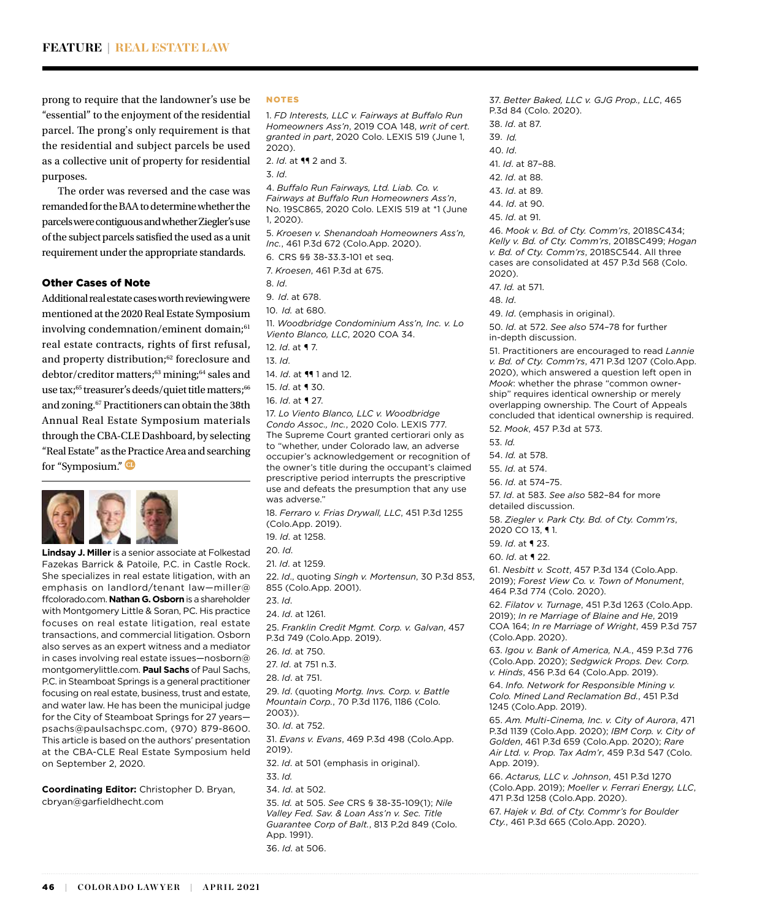prong to require that the landowner's use be "essential" to the enjoyment of the residential parcel. The prong's only requirement is that the residential and subject parcels be used as a collective unit of property for residential purposes.

The order was reversed and the case was remanded for the BAA to determine whether the parcels were contiguous and whether Ziegler's use of the subject parcels satisfied the used as a unit requirement under the appropriate standards.

### Other Cases of Note

Additional real estate cases worth reviewing were mentioned at the 2020 Real Estate Symposium involving condemnation/eminent domain;[61] real estate contracts, rights of first refusal, and property distribution;[62] foreclosure and debtor/creditor matters;[63] mining;[64] sales and use tax;[65] treasurer's deeds/quiet title matters;[66] and zoning.[67] Practitioners can obtain the 38th Annual Real Estate Symposium materials through the CBA-CLE Dashboard, by selecting "Real Estate" as the Practice Area and searching for "Symposium."

**Lindsay J. Miller** is a senior associate at Folkestad Fazekas Barrick & Patoile, P.C. in Castle Rock. She specializes in real estate litigation, with an emphasis on landlord/tenant law—miller@ffcolorado.com. **Nathan G. Osborn** is a shareholder with Montgomery Little & Soran, PC. His practice focuses on real estate litigation, real estate transactions, and commercial litigation. Osborn also serves as an expert witness and a mediator in cases involving real estate issues—nosborn@montgomerylittle.com. **Paul Sachs** of Paul Sachs, P.C. in Steamboat Springs is a general practitioner focusing on real estate, business, trust and estate, and water law. He has been the municipal judge for the City of Steamboat Springs for 27 years—psachs@paulsachspc.com, (970) 879-8600. This article is based on the authors' presentation at the CBA-CLE Real Estate Symposium held on September 2, 2020.

**Coordinating Editor:** Christopher D. Bryan, cbryan@garfieldhecht.com

## NOTES

1. *FD Interests, LLC v. Fairways at Buffalo Run Homeowners Ass'n*, 2019 COA 148, *writ of cert. granted in part*, 2020 Colo. LEXIS 519 (June 1, 2020).
2. *Id.* at ¶¶ 2 and 3.
3. *Id.*
4. *Buffalo Run Fairways, Ltd. Liab. Co. v. Fairways at Buffalo Run Homeowners Ass'n*, No. 19SC865, 2020 Colo. LEXIS 519 at *1 (June 1, 2020).
5. *Kroesen v. Shenandoah Homeowners Ass'n, Inc.*, 461 P.3d 672 (Colo.App. 2020).
6. CRS §§ 38-33.3-101 et seq.
7. *Kroesen*, 461 P.3d at 675.
8. *Id.*
9. *Id.* at 678.
10. *Id.* at 680.
11. *Woodbridge Condominium Ass'n, Inc. v. Lo Viento Blanco, LLC*, 2020 COA 34.
12. *Id.* at ¶ 7.
13. *Id.*
14. *Id.* at ¶¶ 1 and 12.
15. *Id.* at ¶ 30.
16. *Id.* at ¶ 27.
17. *Lo Viento Blanco, LLC v. Woodbridge Condo Assoc., Inc.*, 2020 Colo. LEXIS 777. The Supreme Court granted certiorari only as to "whether, under Colorado law, an adverse occupier's acknowledgement or recognition of the owner's title during the occupant's claimed prescriptive period interrupts the prescriptive use and defeats the presumption that any use was adverse."
18. *Ferraro v. Frias Drywall, LLC*, 451 P.3d 1255 (Colo.App. 2019).
19. *Id.* at 1258.
20. *Id.*
21. *Id.* at 1259.
22. *Id.*, quoting *Singh v. Mortensun*, 30 P.3d 853, 855 (Colo.App. 2001).
23. *Id.*
24. *Id.* at 1261.
25. *Franklin Credit Mgmt. Corp. v. Galvan*, 457 P.3d 749 (Colo.App. 2019).
26. *Id.* at 750.
27. *Id.* at 751 n.3.
28. *Id.* at 751.
29. *Id.* (quoting *Mortg. Invs. Corp. v. Battle Mountain Corp.*, 70 P.3d 1176, 1186 (Colo. 2003)).
30. *Id.* at 752.
31. *Evans v. Evans*, 469 P.3d 498 (Colo.App. 2019).
32. *Id.* at 501 (emphasis in original).
33. *Id.*
34. *Id.* at 502.
35. *Id.* at 505. *See* CRS § 38-35-109(1); *Nile Valley Fed. Sav. & Loan Ass'n v. Sec. Title Guarantee Corp of Balt.*, 813 P.2d 849 (Colo. App. 1991).
36. *Id.* at 506.
37. *Better Baked, LLC v. GJG Prop., LLC*, 465 P.3d 84 (Colo. 2020).
38. *Id.* at 87.
39. *Id.*
40. *Id.*
41. *Id.* at 87–88.
42. *Id.* at 88.
43. *Id.* at 89.
44. *Id.* at 90.
45. *Id.* at 91.
46. *Mook v. Bd. of Cty. Comm'rs*, 2018SC434; *Kelly v. Bd. of Cty. Comm'rs*, 2018SC499; *Hogan v. Bd. of Cty. Comm'rs*, 2018SC544. All three cases are consolidated at 457 P.3d 568 (Colo. 2020).
47. *Id.* at 571.
48. *Id.*
49. *Id.* (emphasis in original).
50. *Id.* at 572. *See also* 574–78 for further in-depth discussion.
51. Practitioners are encouraged to read *Lannie v. Bd. of Cty. Comm'rs*, 471 P.3d 1207 (Colo.App. 2020), which answered a question left open in *Mook*: whether the phrase "common ownership" requires identical ownership or merely overlapping ownership. The Court of Appeals concluded that identical ownership is required.
52. *Mook*, 457 P.3d at 573.
53. *Id.*
54. *Id.* at 578.
55. *Id.* at 574.
56. *Id.* at 574–75.
57. *Id.* at 583. *See also* 582–84 for more detailed discussion.
58. *Ziegler v. Park Cty. Bd. of Cty. Comm'rs*, 2020 CO 13, ¶ 1.
59. *Id.* at ¶ 23.
60. *Id.* at ¶ 22.
61. *Nesbitt v. Scott*, 457 P.3d 134 (Colo.App. 2019); *Forest View Co. v. Town of Monument*, 464 P.3d 774 (Colo. 2020).
62. *Filatov v. Turnage*, 451 P.3d 1263 (Colo.App. 2019); *In re Marriage of Blaine and He*, 2019 COA 164; *In re Marriage of Wright*, 459 P.3d 757 (Colo.App. 2020).
63. *Igou v. Bank of America, N.A.*, 459 P.3d 776 (Colo.App. 2020); *Sedgwick Props. Dev. Corp. v. Hinds*, 456 P.3d 64 (Colo.App. 2019).
64. *Info. Network for Responsible Mining v. Colo. Mined Land Reclamation Bd.*, 451 P.3d 1245 (Colo.App. 2019).
65. *Am. Multi-Cinema, Inc. v. City of Aurora*, 471 P.3d 1139 (Colo.App. 2020); *IBM Corp. v. City of Golden*, 461 P.3d 659 (Colo.App. 2020); *Rare Air Ltd. v. Prop. Tax Adm'r*, 459 P.3d 547 (Colo. App. 2019).
66. *Actarus, LLC v. Johnson*, 451 P.3d 1270 (Colo.App. 2019); *Moeller v. Ferrari Energy, LLC*, 471 P.3d 1258 (Colo.App. 2020).
67. *Hajek v. Bd. of Cty. Commr's for Boulder Cty.*, 461 P.3d 665 (Colo.App. 2020).